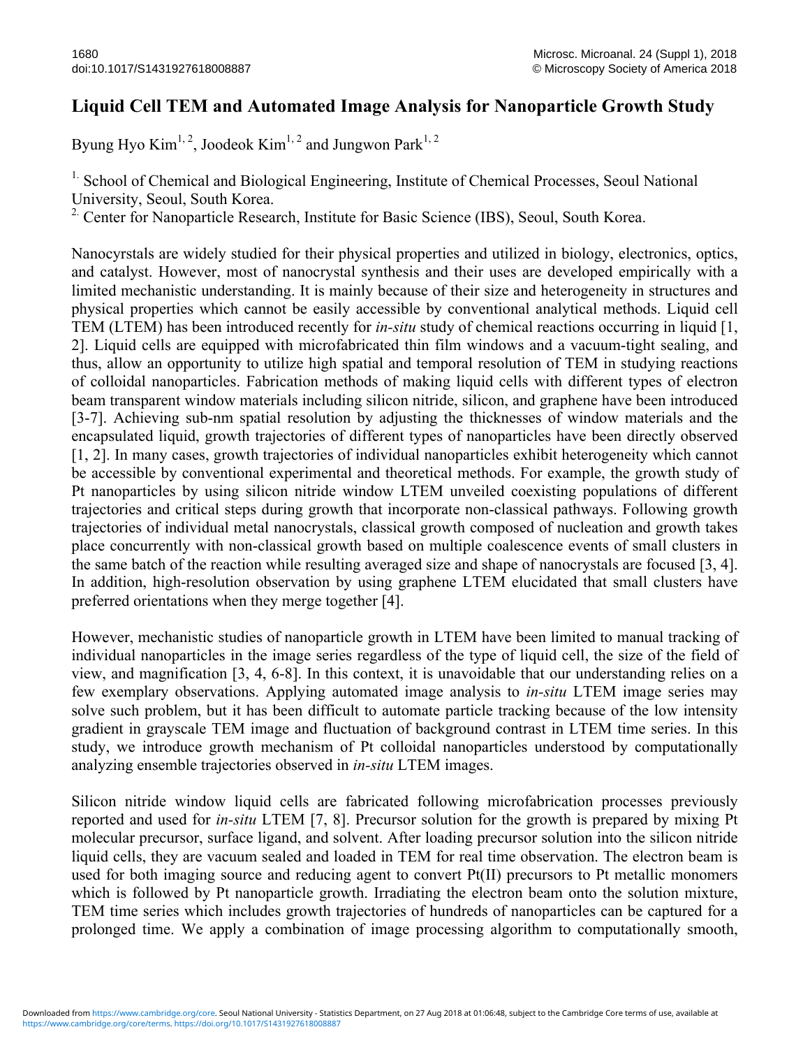# Liquid Cell TEM and Automated Image Analysis for Nanoparticle Growth Study

Byung Hyo Kim[1, 2], Joodeok Kim[1, 2] and Jungwon Park[1, 2]

[1.] School of Chemical and Biological Engineering, Institute of Chemical Processes, Seoul National University, Seoul, South Korea.

[2.] Center for Nanoparticle Research, Institute for Basic Science (IBS), Seoul, South Korea.

Nanocyrstals are widely studied for their physical properties and utilized in biology, electronics, optics, and catalyst. However, most of nanocrystal synthesis and their uses are developed empirically with a limited mechanistic understanding. It is mainly because of their size and heterogeneity in structures and physical properties which cannot be easily accessible by conventional analytical methods. Liquid cell TEM (LTEM) has been introduced recently for *in-situ* study of chemical reactions occurring in liquid [1, 2]. Liquid cells are equipped with microfabricated thin film windows and a vacuum-tight sealing, and thus, allow an opportunity to utilize high spatial and temporal resolution of TEM in studying reactions of colloidal nanoparticles. Fabrication methods of making liquid cells with different types of electron beam transparent window materials including silicon nitride, silicon, and graphene have been introduced [3-7]. Achieving sub-nm spatial resolution by adjusting the thicknesses of window materials and the encapsulated liquid, growth trajectories of different types of nanoparticles have been directly observed [1, 2]. In many cases, growth trajectories of individual nanoparticles exhibit heterogeneity which cannot be accessible by conventional experimental and theoretical methods. For example, the growth study of Pt nanoparticles by using silicon nitride window LTEM unveiled coexisting populations of different trajectories and critical steps during growth that incorporate non-classical pathways. Following growth trajectories of individual metal nanocrystals, classical growth composed of nucleation and growth takes place concurrently with non-classical growth based on multiple coalescence events of small clusters in the same batch of the reaction while resulting averaged size and shape of nanocrystals are focused [3, 4]. In addition, high-resolution observation by using graphene LTEM elucidated that small clusters have preferred orientations when they merge together [4].

However, mechanistic studies of nanoparticle growth in LTEM have been limited to manual tracking of individual nanoparticles in the image series regardless of the type of liquid cell, the size of the field of view, and magnification [3, 4, 6-8]. In this context, it is unavoidable that our understanding relies on a few exemplary observations. Applying automated image analysis to *in-situ* LTEM image series may solve such problem, but it has been difficult to automate particle tracking because of the low intensity gradient in grayscale TEM image and fluctuation of background contrast in LTEM time series. In this study, we introduce growth mechanism of Pt colloidal nanoparticles understood by computationally analyzing ensemble trajectories observed in *in-situ* LTEM images.

Silicon nitride window liquid cells are fabricated following microfabrication processes previously reported and used for *in-situ* LTEM [7, 8]. Precursor solution for the growth is prepared by mixing Pt molecular precursor, surface ligand, and solvent. After loading precursor solution into the silicon nitride liquid cells, they are vacuum sealed and loaded in TEM for real time observation. The electron beam is used for both imaging source and reducing agent to convert Pt(II) precursors to Pt metallic monomers which is followed by Pt nanoparticle growth. Irradiating the electron beam onto the solution mixture, TEM time series which includes growth trajectories of hundreds of nanoparticles can be captured for a prolonged time. We apply a combination of image processing algorithm to computationally smooth,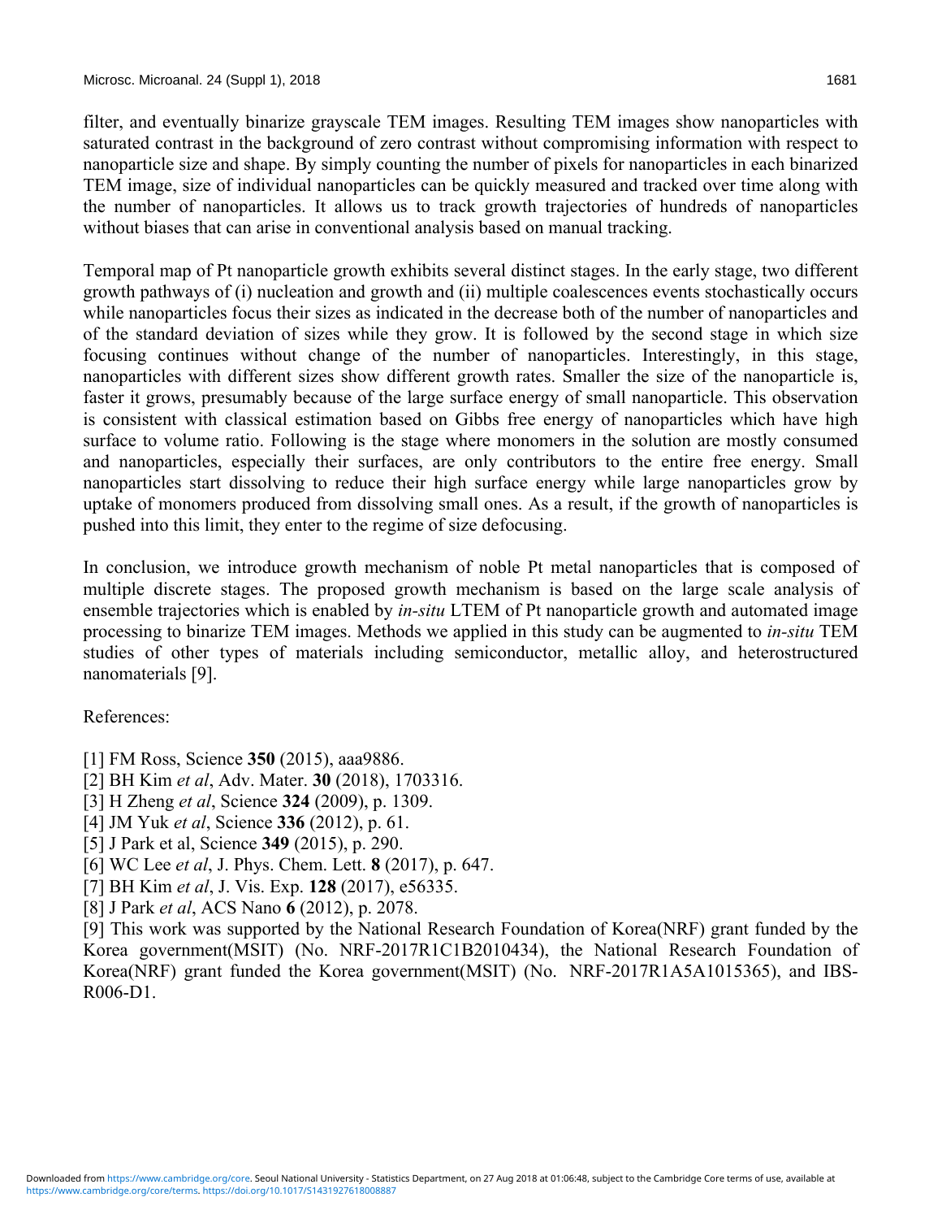filter, and eventually binarize grayscale TEM images. Resulting TEM images show nanoparticles with saturated contrast in the background of zero contrast without compromising information with respect to nanoparticle size and shape. By simply counting the number of pixels for nanoparticles in each binarized TEM image, size of individual nanoparticles can be quickly measured and tracked over time along with the number of nanoparticles. It allows us to track growth trajectories of hundreds of nanoparticles without biases that can arise in conventional analysis based on manual tracking.

Temporal map of Pt nanoparticle growth exhibits several distinct stages. In the early stage, two different growth pathways of (i) nucleation and growth and (ii) multiple coalescences events stochastically occurs while nanoparticles focus their sizes as indicated in the decrease both of the number of nanoparticles and of the standard deviation of sizes while they grow. It is followed by the second stage in which size focusing continues without change of the number of nanoparticles. Interestingly, in this stage, nanoparticles with different sizes show different growth rates. Smaller the size of the nanoparticle is, faster it grows, presumably because of the large surface energy of small nanoparticle. This observation is consistent with classical estimation based on Gibbs free energy of nanoparticles which have high surface to volume ratio. Following is the stage where monomers in the solution are mostly consumed and nanoparticles, especially their surfaces, are only contributors to the entire free energy. Small nanoparticles start dissolving to reduce their high surface energy while large nanoparticles grow by uptake of monomers produced from dissolving small ones. As a result, if the growth of nanoparticles is pushed into this limit, they enter to the regime of size defocusing.

In conclusion, we introduce growth mechanism of noble Pt metal nanoparticles that is composed of multiple discrete stages. The proposed growth mechanism is based on the large scale analysis of ensemble trajectories which is enabled by *in-situ* LTEM of Pt nanoparticle growth and automated image processing to binarize TEM images. Methods we applied in this study can be augmented to *in-situ* TEM studies of other types of materials including semiconductor, metallic alloy, and heterostructured nanomaterials [9].

References:

[1] FM Ross, Science **350** (2015), aaa9886.
[2] BH Kim *et al*, Adv. Mater. **30** (2018), 1703316.
[3] H Zheng *et al*, Science **324** (2009), p. 1309.
[4] JM Yuk *et al*, Science **336** (2012), p. 61.
[5] J Park et al, Science **349** (2015), p. 290.
[6] WC Lee *et al*, J. Phys. Chem. Lett. **8** (2017), p. 647.
[7] BH Kim *et al*, J. Vis. Exp. **128** (2017), e56335.
[8] J Park *et al*, ACS Nano **6** (2012), p. 2078.
[9] This work was supported by the National Research Foundation of Korea(NRF) grant funded by the Korea government(MSIT) (No. NRF-2017R1C1B2010434), the National Research Foundation of Korea(NRF) grant funded the Korea government(MSIT) (No. NRF-2017R1A5A1015365), and IBS-R006-D1.